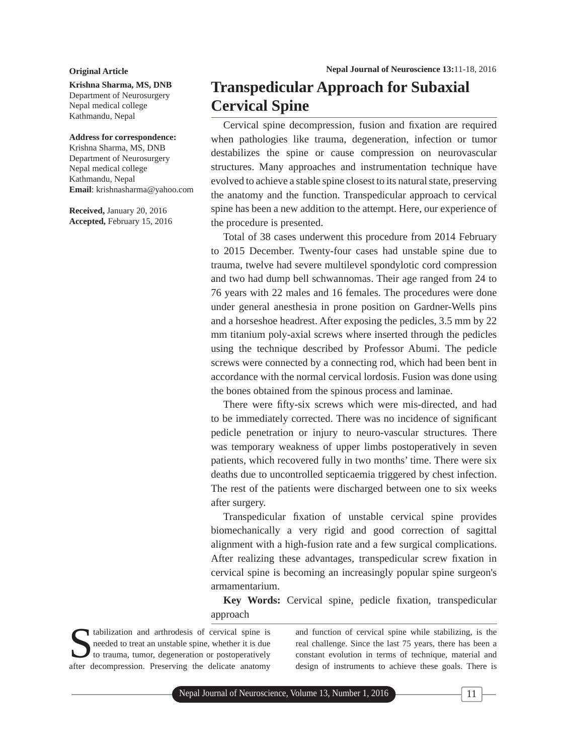**Original Article**

**Krishna Sharma, MS, DNB**
Department of Neurosurgery
Nepal medical college
Kathmandu, Nepal

**Address for correspondence:**
Krishna Sharma, MS, DNB
Department of Neurosurgery
Nepal medical college
Kathmandu, Nepal
**Email**: krishnasharma@yahoo.com

**Received,** January 20, 2016
**Accepted,** February 15, 2016

# Transpedicular Approach for Subaxial Cervical Spine

Cervical spine decompression, fusion and fixation are required when pathologies like trauma, degeneration, infection or tumor destabilizes the spine or cause compression on neurovascular structures. Many approaches and instrumentation technique have evolved to achieve a stable spine closest to its natural state, preserving the anatomy and the function. Transpedicular approach to cervical spine has been a new addition to the attempt. Here, our experience of the procedure is presented.

Total of 38 cases underwent this procedure from 2014 February to 2015 December. Twenty-four cases had unstable spine due to trauma, twelve had severe multilevel spondylotic cord compression and two had dump bell schwannomas. Their age ranged from 24 to 76 years with 22 males and 16 females. The procedures were done under general anesthesia in prone position on Gardner-Wells pins and a horseshoe headrest. After exposing the pedicles, 3.5 mm by 22 mm titanium poly-axial screws where inserted through the pedicles using the technique described by Professor Abumi. The pedicle screws were connected by a connecting rod, which had been bent in accordance with the normal cervical lordosis. Fusion was done using the bones obtained from the spinous process and laminae.

There were fifty-six screws which were mis-directed, and had to be immediately corrected. There was no incidence of significant pedicle penetration or injury to neuro-vascular structures. There was temporary weakness of upper limbs postoperatively in seven patients, which recovered fully in two months' time. There were six deaths due to uncontrolled septicaemia triggered by chest infection. The rest of the patients were discharged between one to six weeks after surgery.

Transpedicular fixation of unstable cervical spine provides biomechanically a very rigid and good correction of sagittal alignment with a high-fusion rate and a few surgical complications. After realizing these advantages, transpedicular screw fixation in cervical spine is becoming an increasingly popular spine surgeon's armamentarium.

**Key Words:** Cervical spine, pedicle fixation, transpedicular approach

Stabilization and arthrodesis of cervical spine is needed to treat an unstable spine, whether it is due to trauma, tumor, degeneration or postoperatively after decompression. Preserving the delicate anatomy and function of cervical spine while stabilizing, is the real challenge. Since the last 75 years, there has been a constant evolution in terms of technique, material and design of instruments to achieve these goals. There is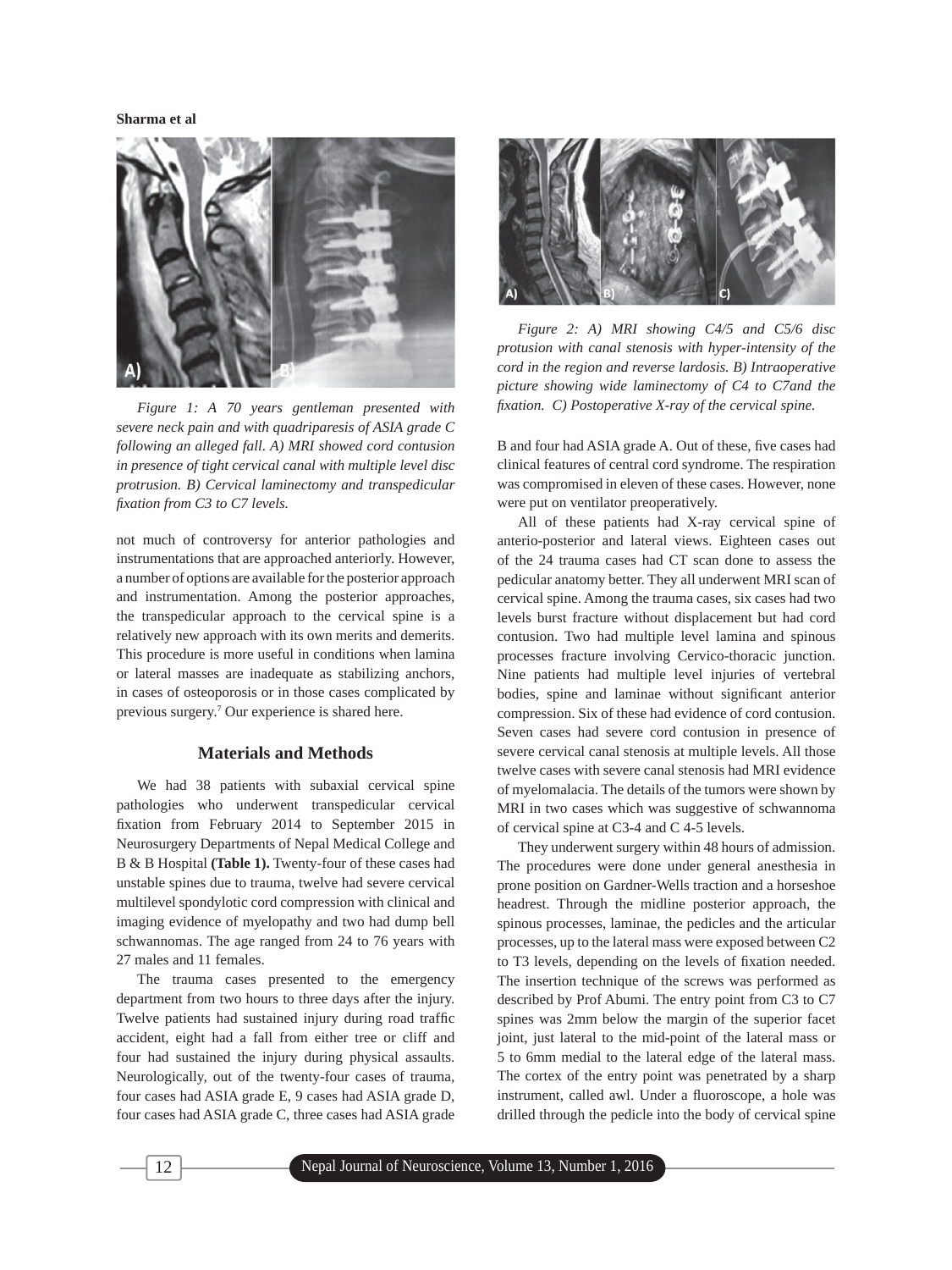*Figure 1: A 70 years gentleman presented with severe neck pain and with quadriparesis of ASIA grade C following an alleged fall. A) MRI showed cord contusion in presence of tight cervical canal with multiple level disc protrusion. B) Cervical laminectomy and transpedicular fixation from C3 to C7 levels.*

not much of controversy for anterior pathologies and instrumentations that are approached anteriorly. However, a number of options are available for the posterior approach and instrumentation. Among the posterior approaches, the transpedicular approach to the cervical spine is a relatively new approach with its own merits and demerits. This procedure is more useful in conditions when lamina or lateral masses are inadequate as stabilizing anchors, in cases of osteoporosis or in those cases complicated by previous surgery.[7] Our experience is shared here.

## Materials and Methods

We had 38 patients with subaxial cervical spine pathologies who underwent transpedicular cervical fixation from February 2014 to September 2015 in Neurosurgery Departments of Nepal Medical College and B & B Hospital **(Table 1).** Twenty-four of these cases had unstable spines due to trauma, twelve had severe cervical multilevel spondylotic cord compression with clinical and imaging evidence of myelopathy and two had dump bell schwannomas. The age ranged from 24 to 76 years with 27 males and 11 females.

The trauma cases presented to the emergency department from two hours to three days after the injury. Twelve patients had sustained injury during road traffic accident, eight had a fall from either tree or cliff and four had sustained the injury during physical assaults. Neurologically, out of the twenty-four cases of trauma, four cases had ASIA grade E, 9 cases had ASIA grade D, four cases had ASIA grade C, three cases had ASIA grade B and four had ASIA grade A. Out of these, five cases had clinical features of central cord syndrome. The respiration was compromised in eleven of these cases. However, none were put on ventilator preoperatively.

*Figure 2: A) MRI showing C4/5 and C5/6 disc protusion with canal stenosis with hyper-intensity of the cord in the region and reverse lardosis. B) Intraoperative picture showing wide laminectomy of C4 to C7and the fixation. C) Postoperative X-ray of the cervical spine.*

All of these patients had X-ray cervical spine of anterio-posterior and lateral views. Eighteen cases out of the 24 trauma cases had CT scan done to assess the pedicular anatomy better. They all underwent MRI scan of cervical spine. Among the trauma cases, six cases had two levels burst fracture without displacement but had cord contusion. Two had multiple level lamina and spinous processes fracture involving Cervico-thoracic junction. Nine patients had multiple level injuries of vertebral bodies, spine and laminae without significant anterior compression. Six of these had evidence of cord contusion. Seven cases had severe cord contusion in presence of severe cervical canal stenosis at multiple levels. All those twelve cases with severe canal stenosis had MRI evidence of myelomalacia. The details of the tumors were shown by MRI in two cases which was suggestive of schwannoma of cervical spine at C3-4 and C 4-5 levels.

They underwent surgery within 48 hours of admission. The procedures were done under general anesthesia in prone position on Gardner-Wells traction and a horseshoe headrest. Through the midline posterior approach, the spinous processes, laminae, the pedicles and the articular processes, up to the lateral mass were exposed between C2 to T3 levels, depending on the levels of fixation needed. The insertion technique of the screws was performed as described by Prof Abumi. The entry point from C3 to C7 spines was 2mm below the margin of the superior facet joint, just lateral to the mid-point of the lateral mass or 5 to 6mm medial to the lateral edge of the lateral mass. The cortex of the entry point was penetrated by a sharp instrument, called awl. Under a fluoroscope, a hole was drilled through the pedicle into the body of cervical spine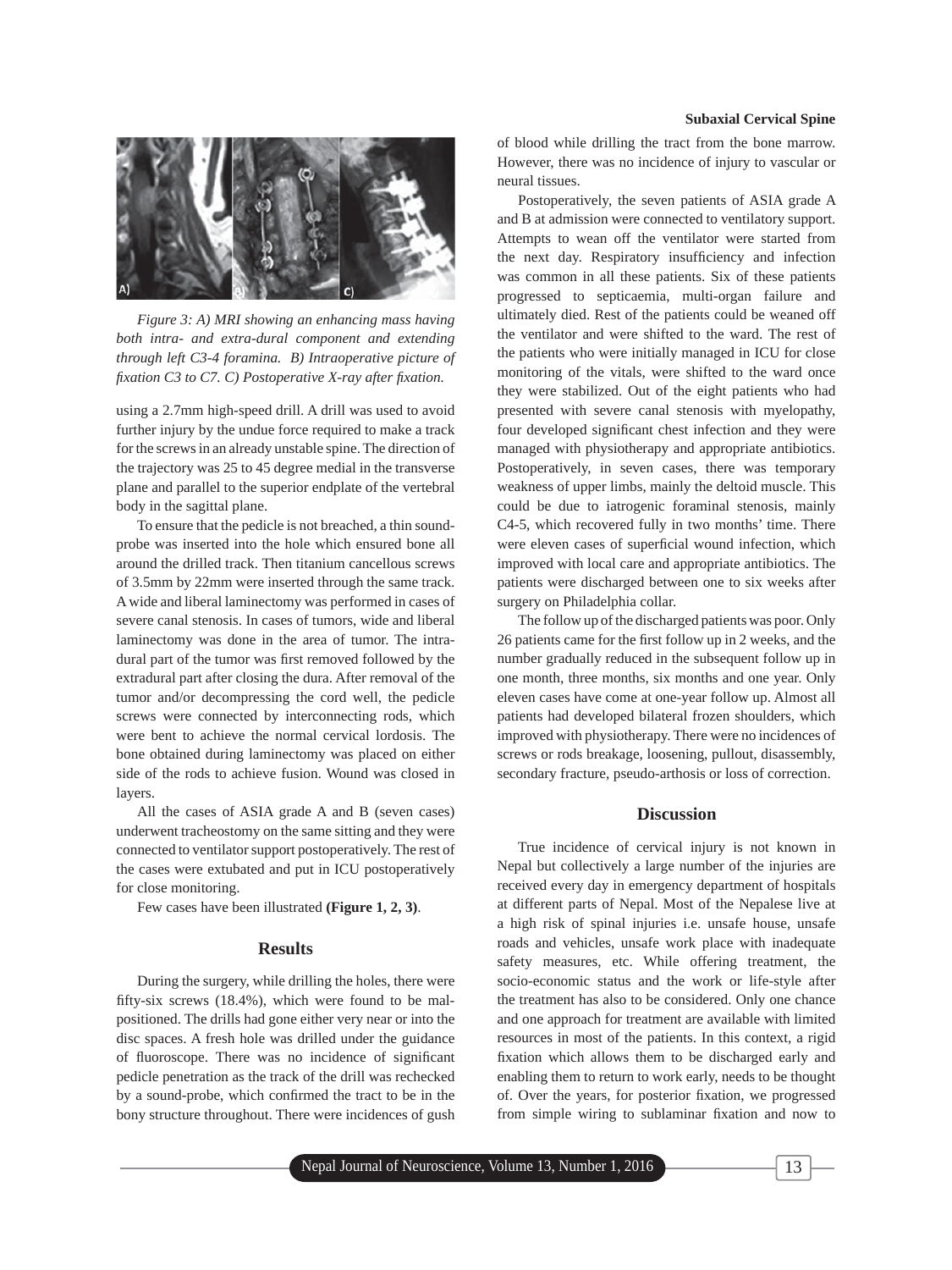*Figure 3: A) MRI showing an enhancing mass having both intra- and extra-dural component and extending through left C3-4 foramina. B) Intraoperative picture of fixation C3 to C7. C) Postoperative X-ray after fixation.*

using a 2.7mm high-speed drill. A drill was used to avoid further injury by the undue force required to make a track for the screws in an already unstable spine. The direction of the trajectory was 25 to 45 degree medial in the transverse plane and parallel to the superior endplate of the vertebral body in the sagittal plane.

To ensure that the pedicle is not breached, a thin sound-probe was inserted into the hole which ensured bone all around the drilled track. Then titanium cancellous screws of 3.5mm by 22mm were inserted through the same track. A wide and liberal laminectomy was performed in cases of severe canal stenosis. In cases of tumors, wide and liberal laminectomy was done in the area of tumor. The intra-dural part of the tumor was first removed followed by the extradural part after closing the dura. After removal of the tumor and/or decompressing the cord well, the pedicle screws were connected by interconnecting rods, which were bent to achieve the normal cervical lordosis. The bone obtained during laminectomy was placed on either side of the rods to achieve fusion. Wound was closed in layers.

All the cases of ASIA grade A and B (seven cases) underwent tracheostomy on the same sitting and they were connected to ventilator support postoperatively. The rest of the cases were extubated and put in ICU postoperatively for close monitoring.

Few cases have been illustrated **(Figure 1, 2, 3)**.

## Results

During the surgery, while drilling the holes, there were fifty-six screws (18.4%), which were found to be mal-positioned. The drills had gone either very near or into the disc spaces. A fresh hole was drilled under the guidance of fluoroscope. There was no incidence of significant pedicle penetration as the track of the drill was rechecked by a sound-probe, which confirmed the tract to be in the bony structure throughout. There were incidences of gush of blood while drilling the tract from the bone marrow. However, there was no incidence of injury to vascular or neural tissues.

Postoperatively, the seven patients of ASIA grade A and B at admission were connected to ventilatory support. Attempts to wean off the ventilator were started from the next day. Respiratory insufficiency and infection was common in all these patients. Six of these patients progressed to septicaemia, multi-organ failure and ultimately died. Rest of the patients could be weaned off the ventilator and were shifted to the ward. The rest of the patients who were initially managed in ICU for close monitoring of the vitals, were shifted to the ward once they were stabilized. Out of the eight patients who had presented with severe canal stenosis with myelopathy, four developed significant chest infection and they were managed with physiotherapy and appropriate antibiotics. Postoperatively, in seven cases, there was temporary weakness of upper limbs, mainly the deltoid muscle. This could be due to iatrogenic foraminal stenosis, mainly C4-5, which recovered fully in two months' time. There were eleven cases of superficial wound infection, which improved with local care and appropriate antibiotics. The patients were discharged between one to six weeks after surgery on Philadelphia collar.

The follow up of the discharged patients was poor. Only 26 patients came for the first follow up in 2 weeks, and the number gradually reduced in the subsequent follow up in one month, three months, six months and one year. Only eleven cases have come at one-year follow up. Almost all patients had developed bilateral frozen shoulders, which improved with physiotherapy. There were no incidences of screws or rods breakage, loosening, pullout, disassembly, secondary fracture, pseudo-arthosis or loss of correction.

## Discussion

True incidence of cervical injury is not known in Nepal but collectively a large number of the injuries are received every day in emergency department of hospitals at different parts of Nepal. Most of the Nepalese live at a high risk of spinal injuries i.e. unsafe house, unsafe roads and vehicles, unsafe work place with inadequate safety measures, etc. While offering treatment, the socio-economic status and the work or life-style after the treatment has also to be considered. Only one chance and one approach for treatment are available with limited resources in most of the patients. In this context, a rigid fixation which allows them to be discharged early and enabling them to return to work early, needs to be thought of. Over the years, for posterior fixation, we progressed from simple wiring to sublaminar fixation and now to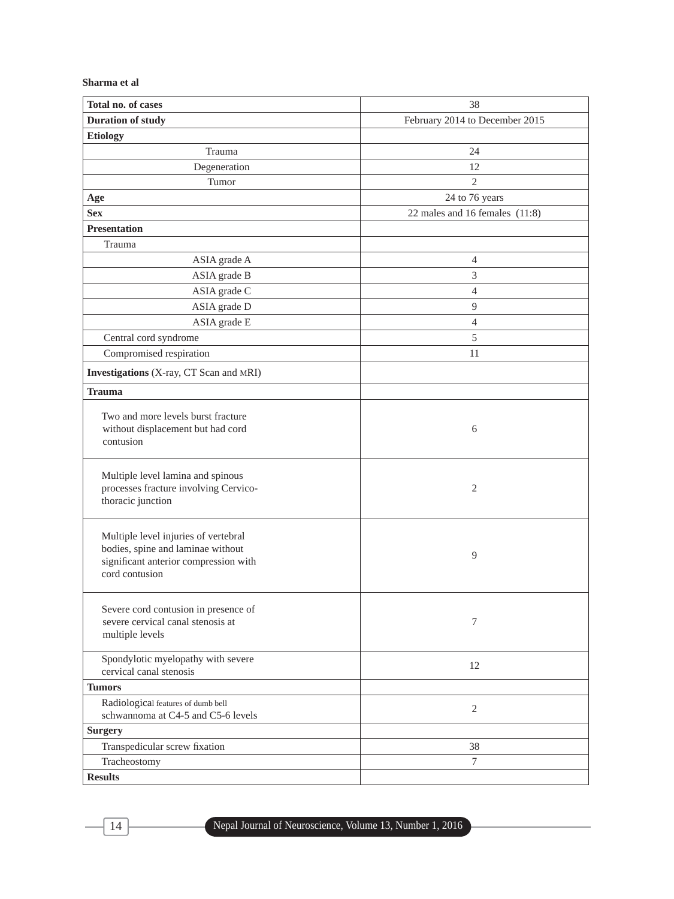| Total no. of cases | 38 |
|---|---|
| **Duration of study** | February 2014 to December 2015 |
| **Etiology** | |
| Trauma | 24 |
| Degeneration | 12 |
| Tumor | 2 |
| **Age** | 24 to 76 years |
| **Sex** | 22 males and 16 females (11:8) |
| **Presentation** | |
| Trauma | |
| ASIA grade A | 4 |
| ASIA grade B | 3 |
| ASIA grade C | 4 |
| ASIA grade D | 9 |
| ASIA grade E | 4 |
| Central cord syndrome | 5 |
| Compromised respiration | 11 |
| **Investigations** (X-ray, CT Scan and MRI) | |
| **Trauma** | |
| Two and more levels burst fracture without displacement but had cord contusion | 6 |
| Multiple level lamina and spinous processes fracture involving Cervico-thoracic junction | 2 |
| Multiple level injuries of vertebral bodies, spine and laminae without significant anterior compression with cord contusion | 9 |
| Severe cord contusion in presence of severe cervical canal stenosis at multiple levels | 7 |
| Spondylotic myelopathy with severe cervical canal stenosis | 12 |
| **Tumors** | |
| Radiological features of dumb bell schwannoma at C4-5 and C5-6 levels | 2 |
| **Surgery** | |
| Transpedicular screw fixation | 38 |
| Tracheostomy | 7 |
| **Results** | |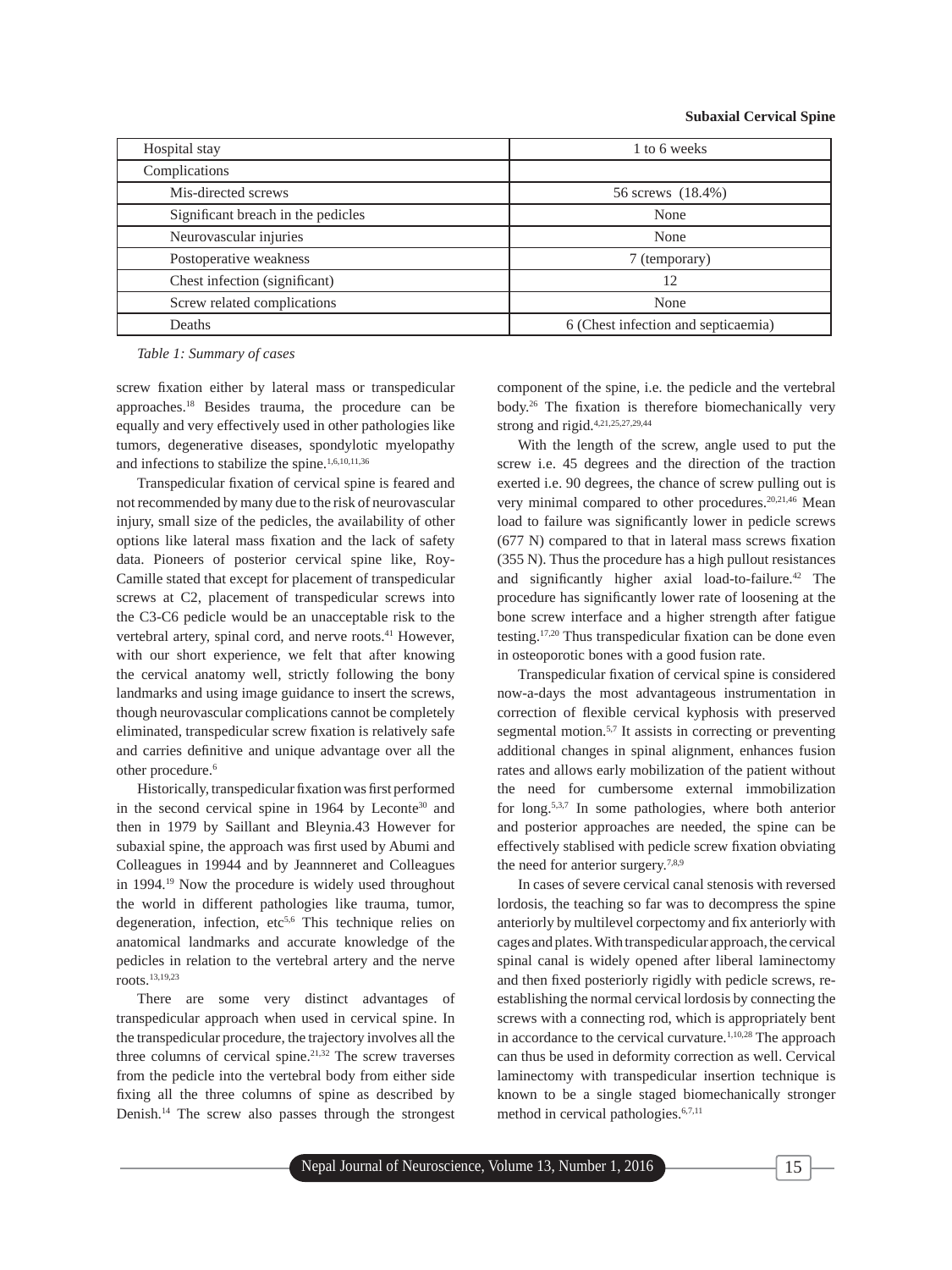| Hospital stay | 1 to 6 weeks |
|---|---|
| Complications | |
| Mis-directed screws | 56 screws (18.4%) |
| Significant breach in the pedicles | None |
| Neurovascular injuries | None |
| Postoperative weakness | 7 (temporary) |
| Chest infection (significant) | 12 |
| Screw related complications | None |
| Deaths | 6 (Chest infection and septicaemia) |

*Table 1: Summary of cases*

screw fixation either by lateral mass or transpedicular approaches.[18] Besides trauma, the procedure can be equally and very effectively used in other pathologies like tumors, degenerative diseases, spondylotic myelopathy and infections to stabilize the spine.[1,6,10,11,36]

Transpedicular fixation of cervical spine is feared and not recommended by many due to the risk of neurovascular injury, small size of the pedicles, the availability of other options like lateral mass fixation and the lack of safety data. Pioneers of posterior cervical spine like, Roy-Camille stated that except for placement of transpedicular screws at C2, placement of transpedicular screws into the C3-C6 pedicle would be an unacceptable risk to the vertebral artery, spinal cord, and nerve roots.[41] However, with our short experience, we felt that after knowing the cervical anatomy well, strictly following the bony landmarks and using image guidance to insert the screws, though neurovascular complications cannot be completely eliminated, transpedicular screw fixation is relatively safe and carries definitive and unique advantage over all the other procedure.[6]

Historically, transpedicular fixation was first performed in the second cervical spine in 1964 by Leconte[30] and then in 1979 by Saillant and Bleynia.43 However for subaxial spine, the approach was first used by Abumi and Colleagues in 19944 and by Jeannneret and Colleagues in 1994.[19] Now the procedure is widely used throughout the world in different pathologies like trauma, tumor, degeneration, infection, etc[5,6] This technique relies on anatomical landmarks and accurate knowledge of the pedicles in relation to the vertebral artery and the nerve roots.[13,19,23]

There are some very distinct advantages of transpedicular approach when used in cervical spine. In the transpedicular procedure, the trajectory involves all the three columns of cervical spine.[21,32] The screw traverses from the pedicle into the vertebral body from either side fixing all the three columns of spine as described by Denish.[14] The screw also passes through the strongest component of the spine, i.e. the pedicle and the vertebral body.[26] The fixation is therefore biomechanically very strong and rigid.[4,21,25,27,29,44]

With the length of the screw, angle used to put the screw i.e. 45 degrees and the direction of the traction exerted i.e. 90 degrees, the chance of screw pulling out is very minimal compared to other procedures.[20,21,46] Mean load to failure was significantly lower in pedicle screws (677 N) compared to that in lateral mass screws fixation (355 N). Thus the procedure has a high pullout resistances and significantly higher axial load-to-failure.[42] The procedure has significantly lower rate of loosening at the bone screw interface and a higher strength after fatigue testing.[17,20] Thus transpedicular fixation can be done even in osteoporotic bones with a good fusion rate.

Transpedicular fixation of cervical spine is considered now-a-days the most advantageous instrumentation in correction of flexible cervical kyphosis with preserved segmental motion.[5,7] It assists in correcting or preventing additional changes in spinal alignment, enhances fusion rates and allows early mobilization of the patient without the need for cumbersome external immobilization for long.[5,3,7] In some pathologies, where both anterior and posterior approaches are needed, the spine can be effectively stablised with pedicle screw fixation obviating the need for anterior surgery.[7,8,9]

In cases of severe cervical canal stenosis with reversed lordosis, the teaching so far was to decompress the spine anteriorly by multilevel corpectomy and fix anteriorly with cages and plates. With transpedicular approach, the cervical spinal canal is widely opened after liberal laminectomy and then fixed posteriorly rigidly with pedicle screws, re-establishing the normal cervical lordosis by connecting the screws with a connecting rod, which is appropriately bent in accordance to the cervical curvature.[1,10,28] The approach can thus be used in deformity correction as well. Cervical laminectomy with transpedicular insertion technique is known to be a single staged biomechanically stronger method in cervical pathologies.[6,7,11]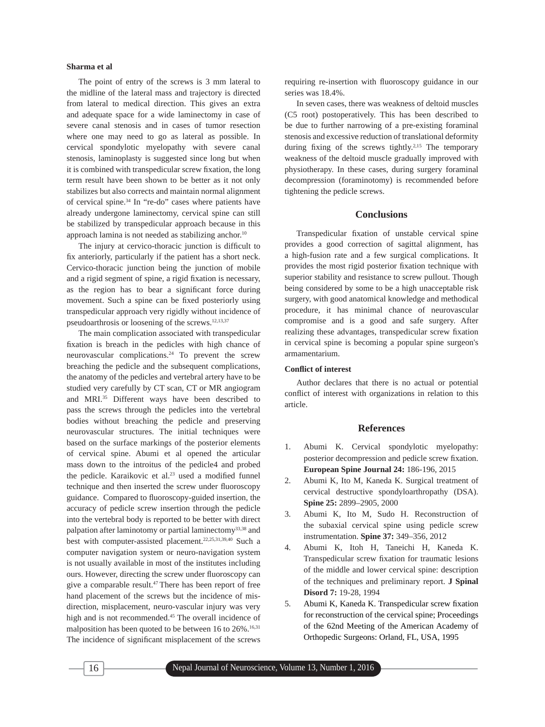The point of entry of the screws is 3 mm lateral to the midline of the lateral mass and trajectory is directed from lateral to medical direction. This gives an extra and adequate space for a wide laminectomy in case of severe canal stenosis and in cases of tumor resection where one may need to go as lateral as possible. In cervical spondylotic myelopathy with severe canal stenosis, laminoplasty is suggested since long but when it is combined with transpedicular screw fixation, the long term result have been shown to be better as it not only stabilizes but also corrects and maintain normal alignment of cervical spine.[34] In "re-do" cases where patients have already undergone laminectomy, cervical spine can still be stabilized by transpedicular approach because in this approach lamina is not needed as stabilizing anchor.[10]

The injury at cervico-thoracic junction is difficult to fix anteriorly, particularly if the patient has a short neck. Cervico-thoracic junction being the junction of mobile and a rigid segment of spine, a rigid fixation is necessary, as the region has to bear a significant force during movement. Such a spine can be fixed posteriorly using transpedicular approach very rigidly without incidence of pseudoarthrosis or loosening of the screws.[12,13,37]

The main complication associated with transpedicular fixation is breach in the pedicles with high chance of neurovascular complications.[24] To prevent the screw breaching the pedicle and the subsequent complications, the anatomy of the pedicles and vertebral artery have to be studied very carefully by CT scan, CT or MR angiogram and MRI.[35] Different ways have been described to pass the screws through the pedicles into the vertebral bodies without breaching the pedicle and preserving neurovascular structures. The initial techniques were based on the surface markings of the posterior elements of cervical spine. Abumi et al opened the articular mass down to the introitus of the pedicle4 and probed the pedicle. Karaikovic et al.[23] used a modified funnel technique and then inserted the screw under fluoroscopy guidance. Compared to fluoroscopy-guided insertion, the accuracy of pedicle screw insertion through the pedicle into the vertebral body is reported to be better with direct palpation after laminotomy or partial laminectomy[33,38] and best with computer-assisted placement.[22,25,31,39,40] Such a computer navigation system or neuro-navigation system is not usually available in most of the institutes including ours. However, directing the screw under fluoroscopy can give a comparable result.[47] There has been report of free hand placement of the screws but the incidence of mis-direction, misplacement, neuro-vascular injury was very high and is not recommended.[45] The overall incidence of malposition has been quoted to be between 16 to 26%.[16,31] The incidence of significant misplacement of the screws requiring re-insertion with fluoroscopy guidance in our series was 18.4%.

In seven cases, there was weakness of deltoid muscles (C5 root) postoperatively. This has been described to be due to further narrowing of a pre-existing foraminal stenosis and excessive reduction of translational deformity during fixing of the screws tightly.[2,15] The temporary weakness of the deltoid muscle gradually improved with physiotherapy. In these cases, during surgery foraminal decompression (foraminotomy) is recommended before tightening the pedicle screws.

## Conclusions

Transpedicular fixation of unstable cervical spine provides a good correction of sagittal alignment, has a high-fusion rate and a few surgical complications. It provides the most rigid posterior fixation technique with superior stability and resistance to screw pullout. Though being considered by some to be a high unacceptable risk surgery, with good anatomical knowledge and methodical procedure, it has minimal chance of neurovascular compromise and is a good and safe surgery. After realizing these advantages, transpedicular screw fixation in cervical spine is becoming a popular spine surgeon's armamentarium.

### Conflict of interest

Author declares that there is no actual or potential conflict of interest with organizations in relation to this article.

## References

1. Abumi K. Cervical spondylotic myelopathy: posterior decompression and pedicle screw fixation. **European Spine Journal 24:** 186-196, 2015
2. Abumi K, Ito M, Kaneda K. Surgical treatment of cervical destructive spondyloarthropathy (DSA). **Spine 25:** 2899–2905, 2000
3. Abumi K, Ito M, Sudo H. Reconstruction of the subaxial cervical spine using pedicle screw instrumentation. **Spine 37:** 349–356, 2012
4. Abumi K, Itoh H, Taneichi H, Kaneda K. Transpedicular screw fixation for traumatic lesions of the middle and lower cervical spine: description of the techniques and preliminary report. **J Spinal Disord 7:** 19-28, 1994
5. Abumi K, Kaneda K. Transpedicular screw fixation for reconstruction of the cervical spine; Proceedings of the 62nd Meeting of the American Academy of Orthopedic Surgeons: Orland, FL, USA, 1995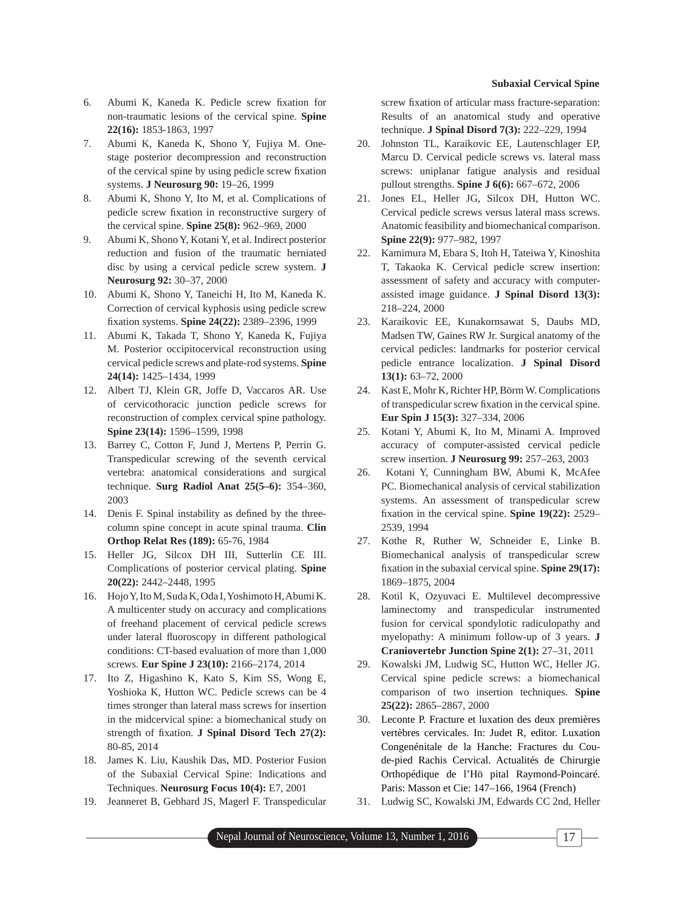6. Abumi K, Kaneda K. Pedicle screw fixation for non-traumatic lesions of the cervical spine. **Spine 22(16):** 1853-1863, 1997
7. Abumi K, Kaneda K, Shono Y, Fujiya M. One-stage posterior decompression and reconstruction of the cervical spine by using pedicle screw fixation systems. **J Neurosurg 90:** 19–26, 1999
8. Abumi K, Shono Y, Ito M, et al. Complications of pedicle screw fixation in reconstructive surgery of the cervical spine. **Spine 25(8):** 962–969, 2000
9. Abumi K, Shono Y, Kotani Y, et al. Indirect posterior reduction and fusion of the traumatic herniated disc by using a cervical pedicle screw system. **J Neurosurg 92:** 30–37, 2000
10. Abumi K, Shono Y, Taneichi H, Ito M, Kaneda K. Correction of cervical kyphosis using pedicle screw fixation systems. **Spine 24(22):** 2389–2396, 1999
11. Abumi K, Takada T, Shono Y, Kaneda K, Fujiya M. Posterior occipitocervical reconstruction using cervical pedicle screws and plate-rod systems. **Spine 24(14):** 1425–1434, 1999
12. Albert TJ, Klein GR, Joffe D, Vaccaros AR. Use of cervicothoracic junction pedicle screws for reconstruction of complex cervical spine pathology. **Spine 23(14):** 1596–1599, 1998
13. Barrey C, Cotton F, Jund J, Mertens P, Perrin G. Transpedicular screwing of the seventh cervical vertebra: anatomical considerations and surgical technique. **Surg Radiol Anat 25(5–6):** 354–360, 2003
14. Denis F. Spinal instability as defined by the three-column spine concept in acute spinal trauma. **Clin Orthop Relat Res (189):** 65-76, 1984
15. Heller JG, Silcox DH III, Sutterlin CE III. Complications of posterior cervical plating. **Spine 20(22):** 2442–2448, 1995
16. Hojo Y, Ito M, Suda K, Oda I, Yoshimoto H, Abumi K. A multicenter study on accuracy and complications of freehand placement of cervical pedicle screws under lateral fluoroscopy in different pathological conditions: CT-based evaluation of more than 1,000 screws. **Eur Spine J 23(10):** 2166–2174, 2014
17. Ito Z, Higashino K, Kato S, Kim SS, Wong E, Yoshioka K, Hutton WC. Pedicle screws can be 4 times stronger than lateral mass screws for insertion in the midcervical spine: a biomechanical study on strength of fixation. **J Spinal Disord Tech 27(2):** 80-85, 2014
18. James K. Liu, Kaushik Das, MD. Posterior Fusion of the Subaxial Cervical Spine: Indications and Techniques. **Neurosurg Focus 10(4):** E7, 2001
19. Jeanneret B, Gebhard JS, Magerl F. Transpedicular screw fixation of articular mass fracture-separation: Results of an anatomical study and operative technique. **J Spinal Disord 7(3):** 222–229, 1994
20. Johnston TL, Karaikovic EE, Lautenschlager EP, Marcu D. Cervical pedicle screws vs. lateral mass screws: uniplanar fatigue analysis and residual pullout strengths. **Spine J 6(6):** 667–672, 2006
21. Jones EL, Heller JG, Silcox DH, Hutton WC. Cervical pedicle screws versus lateral mass screws. Anatomic feasibility and biomechanical comparison. **Spine 22(9):** 977–982, 1997
22. Kamimura M, Ebara S, Itoh H, Tateiwa Y, Kinoshita T, Takaoka K. Cervical pedicle screw insertion: assessment of safety and accuracy with computer-assisted image guidance. **J Spinal Disord 13(3):** 218–224, 2000
23. Karaikovic EE, Kunakornsawat S, Daubs MD, Madsen TW, Gaines RW Jr. Surgical anatomy of the cervical pedicles: landmarks for posterior cervical pedicle entrance localization. **J Spinal Disord 13(1):** 63–72, 2000
24. Kast E, Mohr K, Richter HP, Börm W. Complications of transpedicular screw fixation in the cervical spine. **Eur Spin J 15(3):** 327–334, 2006
25. Kotani Y, Abumi K, Ito M, Minami A. Improved accuracy of computer-assisted cervical pedicle screw insertion. **J Neurosurg 99:** 257–263, 2003
26. Kotani Y, Cunningham BW, Abumi K, McAfee PC. Biomechanical analysis of cervical stabilization systems. An assessment of transpedicular screw fixation in the cervical spine. **Spine 19(22):** 2529–2539, 1994
27. Kothe R, Ruther W, Schneider E, Linke B. Biomechanical analysis of transpedicular screw fixation in the subaxial cervical spine. **Spine 29(17):** 1869–1875, 2004
28. Kotil K, Ozyuvaci E. Multilevel decompressive laminectomy and transpedicular instrumented fusion for cervical spondylotic radiculopathy and myelopathy: A minimum follow-up of 3 years. **J Craniovertebr Junction Spine 2(1):** 27–31, 2011
29. Kowalski JM, Ludwig SC, Hutton WC, Heller JG. Cervical spine pedicle screws: a biomechanical comparison of two insertion techniques. **Spine 25(22):** 2865–2867, 2000
30. Leconte P. Fracture et luxation des deux premières vertèbres cervicales. In: Judet R, editor. Luxation Congenénitale de la Hanche: Fractures du Cou-de-pied Rachis Cervical. Actualités de Chirurgie Orthopédique de l'Hö pital Raymond-Poincaré. Paris: Masson et Cie: 147–166, 1964 (French)
31. Ludwig SC, Kowalski JM, Edwards CC 2nd, Heller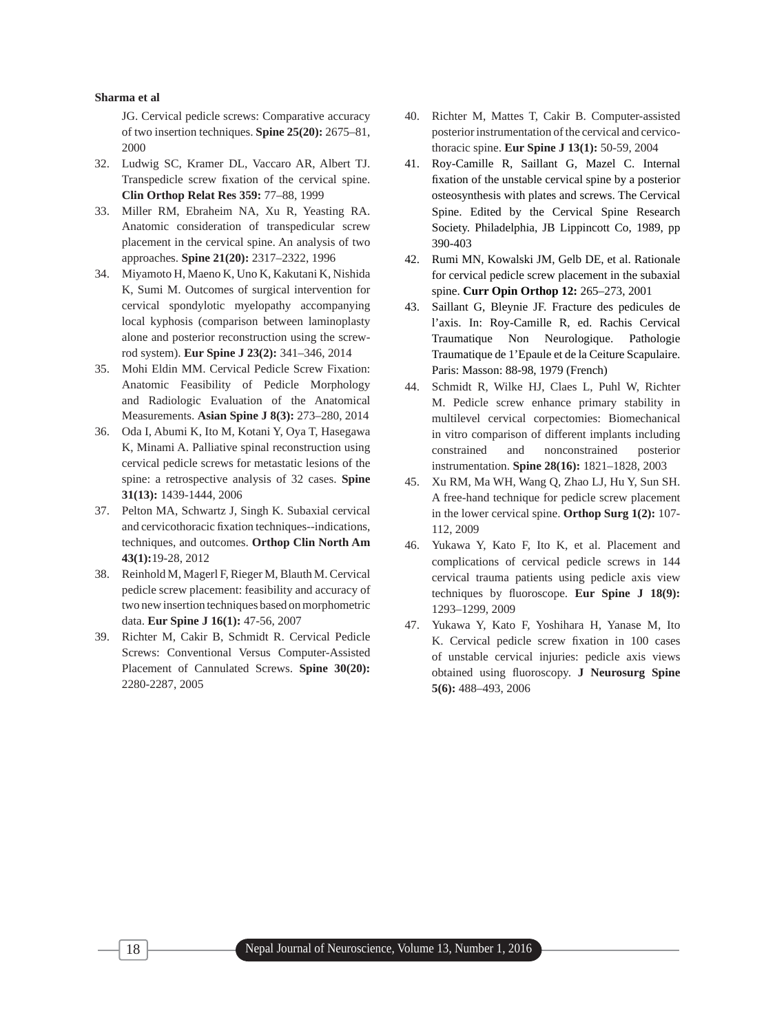JG. Cervical pedicle screws: Comparative accuracy of two insertion techniques. **Spine 25(20):** 2675–81, 2000

32. Ludwig SC, Kramer DL, Vaccaro AR, Albert TJ. Transpedicle screw fixation of the cervical spine. **Clin Orthop Relat Res 359:** 77–88, 1999
33. Miller RM, Ebraheim NA, Xu R, Yeasting RA. Anatomic consideration of transpedicular screw placement in the cervical spine. An analysis of two approaches. **Spine 21(20):** 2317–2322, 1996
34. Miyamoto H, Maeno K, Uno K, Kakutani K, Nishida K, Sumi M. Outcomes of surgical intervention for cervical spondylotic myelopathy accompanying local kyphosis (comparison between laminoplasty alone and posterior reconstruction using the screw-rod system). **Eur Spine J 23(2):** 341–346, 2014
35. Mohi Eldin MM. Cervical Pedicle Screw Fixation: Anatomic Feasibility of Pedicle Morphology and Radiologic Evaluation of the Anatomical Measurements. **Asian Spine J 8(3):** 273–280, 2014
36. Oda I, Abumi K, Ito M, Kotani Y, Oya T, Hasegawa K, Minami A. Palliative spinal reconstruction using cervical pedicle screws for metastatic lesions of the spine: a retrospective analysis of 32 cases. **Spine 31(13):** 1439-1444, 2006
37. Pelton MA, Schwartz J, Singh K. Subaxial cervical and cervicothoracic fixation techniques--indications, techniques, and outcomes. **Orthop Clin North Am 43(1):**19-28, 2012
38. Reinhold M, Magerl F, Rieger M, Blauth M. Cervical pedicle screw placement: feasibility and accuracy of two new insertion techniques based on morphometric data. **Eur Spine J 16(1):** 47-56, 2007
39. Richter M, Cakir B, Schmidt R. Cervical Pedicle Screws: Conventional Versus Computer-Assisted Placement of Cannulated Screws. **Spine 30(20):** 2280-2287, 2005
40. Richter M, Mattes T, Cakir B. Computer-assisted posterior instrumentation of the cervical and cervico-thoracic spine. **Eur Spine J 13(1):** 50-59, 2004
41. Roy-Camille R, Saillant G, Mazel C. Internal fixation of the unstable cervical spine by a posterior osteosynthesis with plates and screws. The Cervical Spine. Edited by the Cervical Spine Research Society. Philadelphia, JB Lippincott Co, 1989, pp 390-403
42. Rumi MN, Kowalski JM, Gelb DE, et al. Rationale for cervical pedicle screw placement in the subaxial spine. **Curr Opin Orthop 12:** 265–273, 2001
43. Saillant G, Bleynie JF. Fracture des pedicules de l'axis. In: Roy-Camille R, ed. Rachis Cervical Traumatique Non Neurologique. Pathologie Traumatique de 1'Epaule et de la Ceiture Scapulaire. Paris: Masson: 88-98, 1979 (French)
44. Schmidt R, Wilke HJ, Claes L, Puhl W, Richter M. Pedicle screw enhance primary stability in multilevel cervical corpectomies: Biomechanical in vitro comparison of different implants including constrained and nonconstrained posterior instrumentation. **Spine 28(16):** 1821–1828, 2003
45. Xu RM, Ma WH, Wang Q, Zhao LJ, Hu Y, Sun SH. A free-hand technique for pedicle screw placement in the lower cervical spine. **Orthop Surg 1(2):** 107-112, 2009
46. Yukawa Y, Kato F, Ito K, et al. Placement and complications of cervical pedicle screws in 144 cervical trauma patients using pedicle axis view techniques by fluoroscope. **Eur Spine J 18(9):** 1293–1299, 2009
47. Yukawa Y, Kato F, Yoshihara H, Yanase M, Ito K. Cervical pedicle screw fixation in 100 cases of unstable cervical injuries: pedicle axis views obtained using fluoroscopy. **J Neurosurg Spine 5(6):** 488–493, 2006